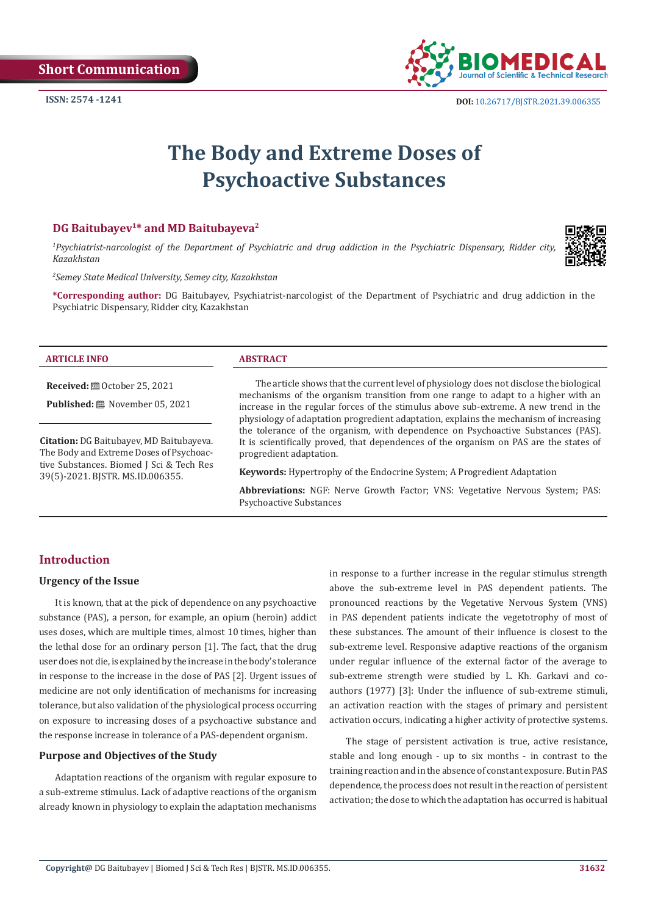Short Communication

ISSN: 2574 -1241

DOI: 10.26717/BJSTR.2021.39.006355

# The Body and Extreme Doses of Psychoactive Substances

**DG Baitubayev[1]* and MD Baitubayeva[2]**

[1]*Psychiatrist-narcologist of the Department of Psychiatric and drug addiction in the Psychiatric Dispensary, Ridder city, Kazakhstan*

[2]*Semey State Medical University, Semey city, Kazakhstan*

***Corresponding author:** DG Baitubayev, Psychiatrist-narcologist of the Department of Psychiatric and drug addiction in the Psychiatric Dispensary, Ridder city, Kazakhstan

**ARTICLE INFO**

**Received:** October 25, 2021

**Published:** November 05, 2021

**Citation:** DG Baitubayev, MD Baitubayeva. The Body and Extreme Doses of Psychoactive Substances. Biomed J Sci & Tech Res 39(5)-2021. BJSTR. MS.ID.006355.

**ABSTRACT**

The article shows that the current level of physiology does not disclose the biological mechanisms of the organism transition from one range to adapt to a higher with an increase in the regular forces of the stimulus above sub-extreme. A new trend in the physiology of adaptation progredient adaptation, explains the mechanism of increasing the tolerance of the organism, with dependence on Psychoactive Substances (PAS). It is scientifically proved, that dependences of the organism on PAS are the states of progredient adaptation.

**Keywords:** Hypertrophy of the Endocrine System; A Progredient Adaptation

**Abbreviations:** NGF: Nerve Growth Factor; VNS: Vegetative Nervous System; PAS: Psychoactive Substances

## Introduction

### Urgency of the Issue

It is known, that at the pick of dependence on any psychoactive substance (PAS), a person, for example, an opium (heroin) addict uses doses, which are multiple times, almost 10 times, higher than the lethal dose for an ordinary person [1]. The fact, that the drug user does not die, is explained by the increase in the body's tolerance in response to the increase in the dose of PAS [2]. Urgent issues of medicine are not only identification of mechanisms for increasing tolerance, but also validation of the physiological process occurring on exposure to increasing doses of a psychoactive substance and the response increase in tolerance of a PAS-dependent organism.

### Purpose and Objectives of the Study

Adaptation reactions of the organism with regular exposure to a sub-extreme stimulus. Lack of adaptive reactions of the organism already known in physiology to explain the adaptation mechanisms in response to a further increase in the regular stimulus strength above the sub-extreme level in PAS dependent patients. The pronounced reactions by the Vegetative Nervous System (VNS) in PAS dependent patients indicate the vegetotrophy of most of these substances. The amount of their influence is closest to the sub-extreme level. Responsive adaptive reactions of the organism under regular influence of the external factor of the average to sub-extreme strength were studied by L. Kh. Garkavi and co-authors (1977) [3]: Under the influence of sub-extreme stimuli, an activation reaction with the stages of primary and persistent activation occurs, indicating a higher activity of protective systems.

The stage of persistent activation is true, active resistance, stable and long enough - up to six months - in contrast to the training reaction and in the absence of constant exposure. But in PAS dependence, the process does not result in the reaction of persistent activation; the dose to which the adaptation has occurred is habitual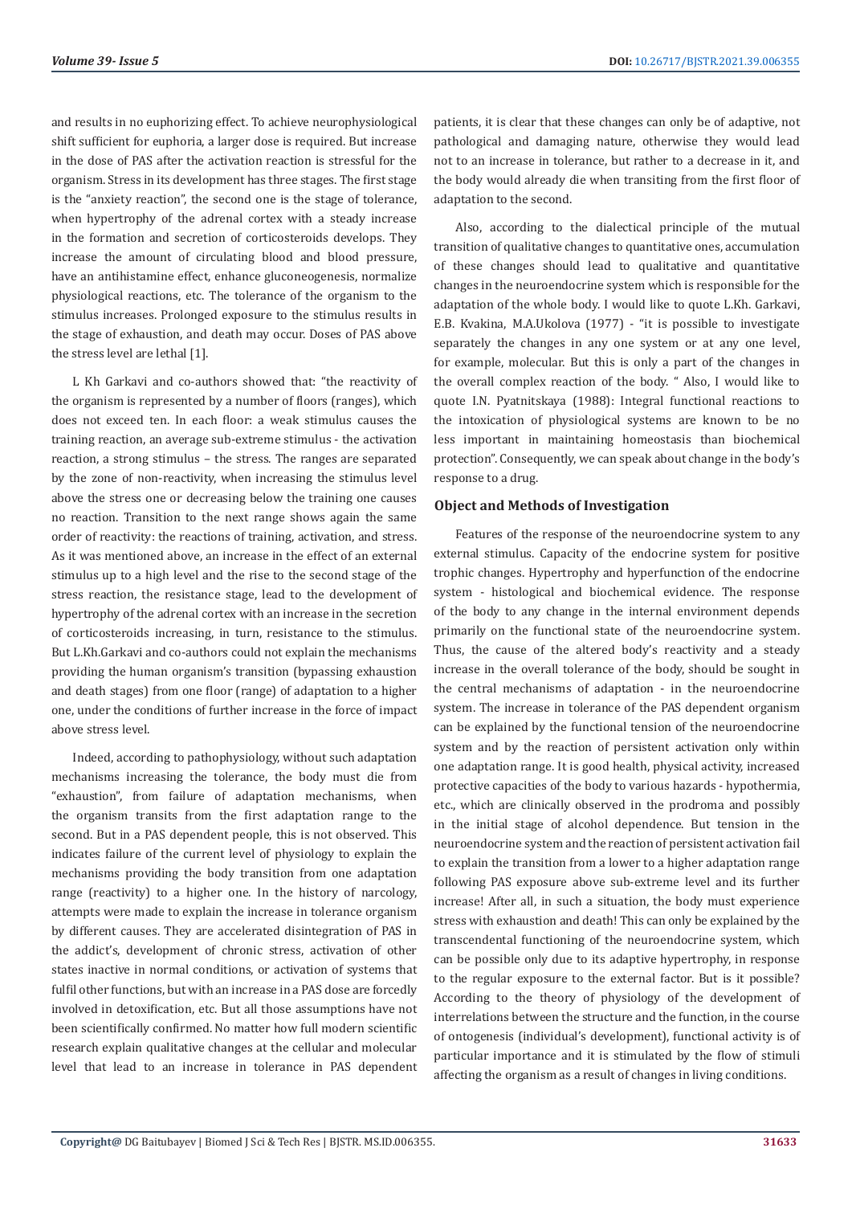and results in no euphorizing effect. To achieve neurophysiological shift sufficient for euphoria, a larger dose is required. But increase in the dose of PAS after the activation reaction is stressful for the organism. Stress in its development has three stages. The first stage is the "anxiety reaction", the second one is the stage of tolerance, when hypertrophy of the adrenal cortex with a steady increase in the formation and secretion of corticosteroids develops. They increase the amount of circulating blood and blood pressure, have an antihistamine effect, enhance gluconeogenesis, normalize physiological reactions, etc. The tolerance of the organism to the stimulus increases. Prolonged exposure to the stimulus results in the stage of exhaustion, and death may occur. Doses of PAS above the stress level are lethal [1].

L Kh Garkavi and co-authors showed that: "the reactivity of the organism is represented by a number of floors (ranges), which does not exceed ten. In each floor: a weak stimulus causes the training reaction, an average sub-extreme stimulus - the activation reaction, a strong stimulus – the stress. The ranges are separated by the zone of non-reactivity, when increasing the stimulus level above the stress one or decreasing below the training one causes no reaction. Transition to the next range shows again the same order of reactivity: the reactions of training, activation, and stress. As it was mentioned above, an increase in the effect of an external stimulus up to a high level and the rise to the second stage of the stress reaction, the resistance stage, lead to the development of hypertrophy of the adrenal cortex with an increase in the secretion of corticosteroids increasing, in turn, resistance to the stimulus. But L.Kh.Garkavi and co-authors could not explain the mechanisms providing the human organism's transition (bypassing exhaustion and death stages) from one floor (range) of adaptation to a higher one, under the conditions of further increase in the force of impact above stress level.

Indeed, according to pathophysiology, without such adaptation mechanisms increasing the tolerance, the body must die from "exhaustion", from failure of adaptation mechanisms, when the organism transits from the first adaptation range to the second. But in a PAS dependent people, this is not observed. This indicates failure of the current level of physiology to explain the mechanisms providing the body transition from one adaptation range (reactivity) to a higher one. In the history of narcology, attempts were made to explain the increase in tolerance organism by different causes. They are accelerated disintegration of PAS in the addict's, development of chronic stress, activation of other states inactive in normal conditions, or activation of systems that fulfil other functions, but with an increase in a PAS dose are forcedly involved in detoxification, etc. But all those assumptions have not been scientifically confirmed. No matter how full modern scientific research explain qualitative changes at the cellular and molecular level that lead to an increase in tolerance in PAS dependent patients, it is clear that these changes can only be of adaptive, not pathological and damaging nature, otherwise they would lead not to an increase in tolerance, but rather to a decrease in it, and the body would already die when transiting from the first floor of adaptation to the second.

Also, according to the dialectical principle of the mutual transition of qualitative changes to quantitative ones, accumulation of these changes should lead to qualitative and quantitative changes in the neuroendocrine system which is responsible for the adaptation of the whole body. I would like to quote L.Kh. Garkavi, E.B. Kvakina, M.A.Ukolova (1977) - "it is possible to investigate separately the changes in any one system or at any one level, for example, molecular. But this is only a part of the changes in the overall complex reaction of the body. " Also, I would like to quote I.N. Pyatnitskaya (1988): Integral functional reactions to the intoxication of physiological systems are known to be no less important in maintaining homeostasis than biochemical protection". Consequently, we can speak about change in the body's response to a drug.

## Object and Methods of Investigation

Features of the response of the neuroendocrine system to any external stimulus. Capacity of the endocrine system for positive trophic changes. Hypertrophy and hyperfunction of the endocrine system - histological and biochemical evidence. The response of the body to any change in the internal environment depends primarily on the functional state of the neuroendocrine system. Thus, the cause of the altered body's reactivity and a steady increase in the overall tolerance of the body, should be sought in the central mechanisms of adaptation - in the neuroendocrine system. The increase in tolerance of the PAS dependent organism can be explained by the functional tension of the neuroendocrine system and by the reaction of persistent activation only within one adaptation range. It is good health, physical activity, increased protective capacities of the body to various hazards - hypothermia, etc., which are clinically observed in the prodroma and possibly in the initial stage of alcohol dependence. But tension in the neuroendocrine system and the reaction of persistent activation fail to explain the transition from a lower to a higher adaptation range following PAS exposure above sub-extreme level and its further increase! After all, in such a situation, the body must experience stress with exhaustion and death! This can only be explained by the transcendental functioning of the neuroendocrine system, which can be possible only due to its adaptive hypertrophy, in response to the regular exposure to the external factor. But is it possible? According to the theory of physiology of the development of interrelations between the structure and the function, in the course of ontogenesis (individual's development), functional activity is of particular importance and it is stimulated by the flow of stimuli affecting the organism as a result of changes in living conditions.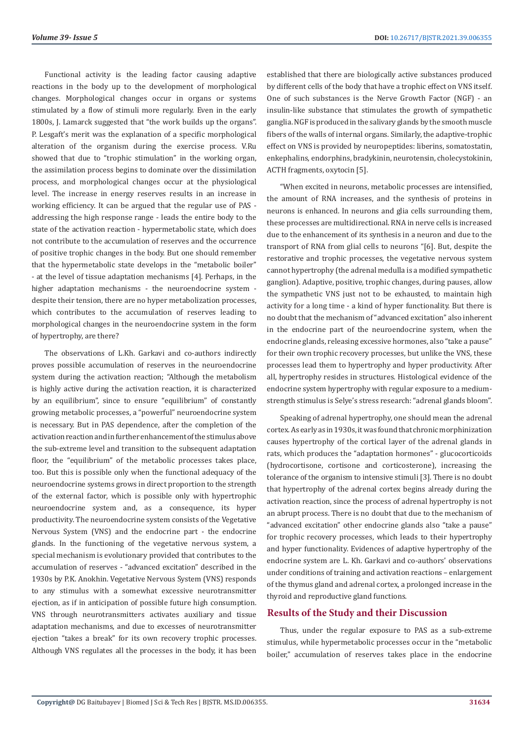Functional activity is the leading factor causing adaptive reactions in the body up to the development of morphological changes. Morphological changes occur in organs or systems stimulated by a flow of stimuli more regularly. Even in the early 1800s, J. Lamarck suggested that "the work builds up the organs". P. Lesgaft's merit was the explanation of a specific morphological alteration of the organism during the exercise process. V.Ru showed that due to "trophic stimulation" in the working organ, the assimilation process begins to dominate over the dissimilation process, and morphological changes occur at the physiological level. The increase in energy reserves results in an increase in working efficiency. It can be argued that the regular use of PAS - addressing the high response range - leads the entire body to the state of the activation reaction - hypermetabolic state, which does not contribute to the accumulation of reserves and the occurrence of positive trophic changes in the body. But one should remember that the hypermetabolic state develops in the "metabolic boiler" - at the level of tissue adaptation mechanisms [4]. Perhaps, in the higher adaptation mechanisms - the neuroendocrine system - despite their tension, there are no hyper metabolization processes, which contributes to the accumulation of reserves leading to morphological changes in the neuroendocrine system in the form of hypertrophy, are there?

The observations of L.Kh. Garkavi and co-authors indirectly proves possible accumulation of reserves in the neuroendocrine system during the activation reaction; "Although the metabolism is highly active during the activation reaction, it is characterized by an equilibrium", since to ensure "equilibrium" of constantly growing metabolic processes, a "powerful" neuroendocrine system is necessary. But in PAS dependence, after the completion of the activation reaction and in further enhancement of the stimulus above the sub-extreme level and transition to the subsequent adaptation floor, the "equilibrium" of the metabolic processes takes place, too. But this is possible only when the functional adequacy of the neuroendocrine systems grows in direct proportion to the strength of the external factor, which is possible only with hypertrophic neuroendocrine system and, as a consequence, its hyper productivity. The neuroendocrine system consists of the Vegetative Nervous System (VNS) and the endocrine part - the endocrine glands. In the functioning of the vegetative nervous system, a special mechanism is evolutionary provided that contributes to the accumulation of reserves - "advanced excitation" described in the 1930s by P.K. Anokhin. Vegetative Nervous System (VNS) responds to any stimulus with a somewhat excessive neurotransmitter ejection, as if in anticipation of possible future high consumption. VNS through neurotransmitters activates auxiliary and tissue adaptation mechanisms, and due to excesses of neurotransmitter ejection "takes a break" for its own recovery trophic processes. Although VNS regulates all the processes in the body, it has been established that there are biologically active substances produced by different cells of the body that have a trophic effect on VNS itself. One of such substances is the Nerve Growth Factor (NGF) - an insulin-like substance that stimulates the growth of sympathetic ganglia. NGF is produced in the salivary glands by the smooth muscle fibers of the walls of internal organs. Similarly, the adaptive-trophic effect on VNS is provided by neuropeptides: liberins, somatostatin, enkephalins, endorphins, bradykinin, neurotensin, cholecystokinin, ACTH fragments, oxytocin [5].

"When excited in neurons, metabolic processes are intensified, the amount of RNA increases, and the synthesis of proteins in neurons is enhanced. In neurons and glia cells surrounding them, these processes are multidirectional. RNA in nerve cells is increased due to the enhancement of its synthesis in a neuron and due to the transport of RNA from glial cells to neurons "[6]. But, despite the restorative and trophic processes, the vegetative nervous system cannot hypertrophy (the adrenal medulla is a modified sympathetic ganglion). Adaptive, positive, trophic changes, during pauses, allow the sympathetic VNS just not to be exhausted, to maintain high activity for a long time - a kind of hyper functionality. But there is no doubt that the mechanism of "advanced excitation" also inherent in the endocrine part of the neuroendocrine system, when the endocrine glands, releasing excessive hormones, also "take a pause" for their own trophic recovery processes, but unlike the VNS, these processes lead them to hypertrophy and hyper productivity. After all, hypertrophy resides in structures. Histological evidence of the endocrine system hypertrophy with regular exposure to a medium-strength stimulus is Selye's stress research: "adrenal glands bloom".

Speaking of adrenal hypertrophy, one should mean the adrenal cortex. As early as in 1930s, it was found that chronic morphinization causes hypertrophy of the cortical layer of the adrenal glands in rats, which produces the "adaptation hormones" - glucocorticoids (hydrocortisone, cortisone and corticosterone), increasing the tolerance of the organism to intensive stimuli [3]. There is no doubt that hypertrophy of the adrenal cortex begins already during the activation reaction, since the process of adrenal hypertrophy is not an abrupt process. There is no doubt that due to the mechanism of "advanced excitation" other endocrine glands also "take a pause" for trophic recovery processes, which leads to their hypertrophy and hyper functionality. Evidences of adaptive hypertrophy of the endocrine system are L. Kh. Garkavi and co-authors' observations under conditions of training and activation reactions – enlargement of the thymus gland and adrenal cortex, a prolonged increase in the thyroid and reproductive gland functions.

## Results of the Study and their Discussion

Thus, under the regular exposure to PAS as a sub-extreme stimulus, while hypermetabolic processes occur in the "metabolic boiler," accumulation of reserves takes place in the endocrine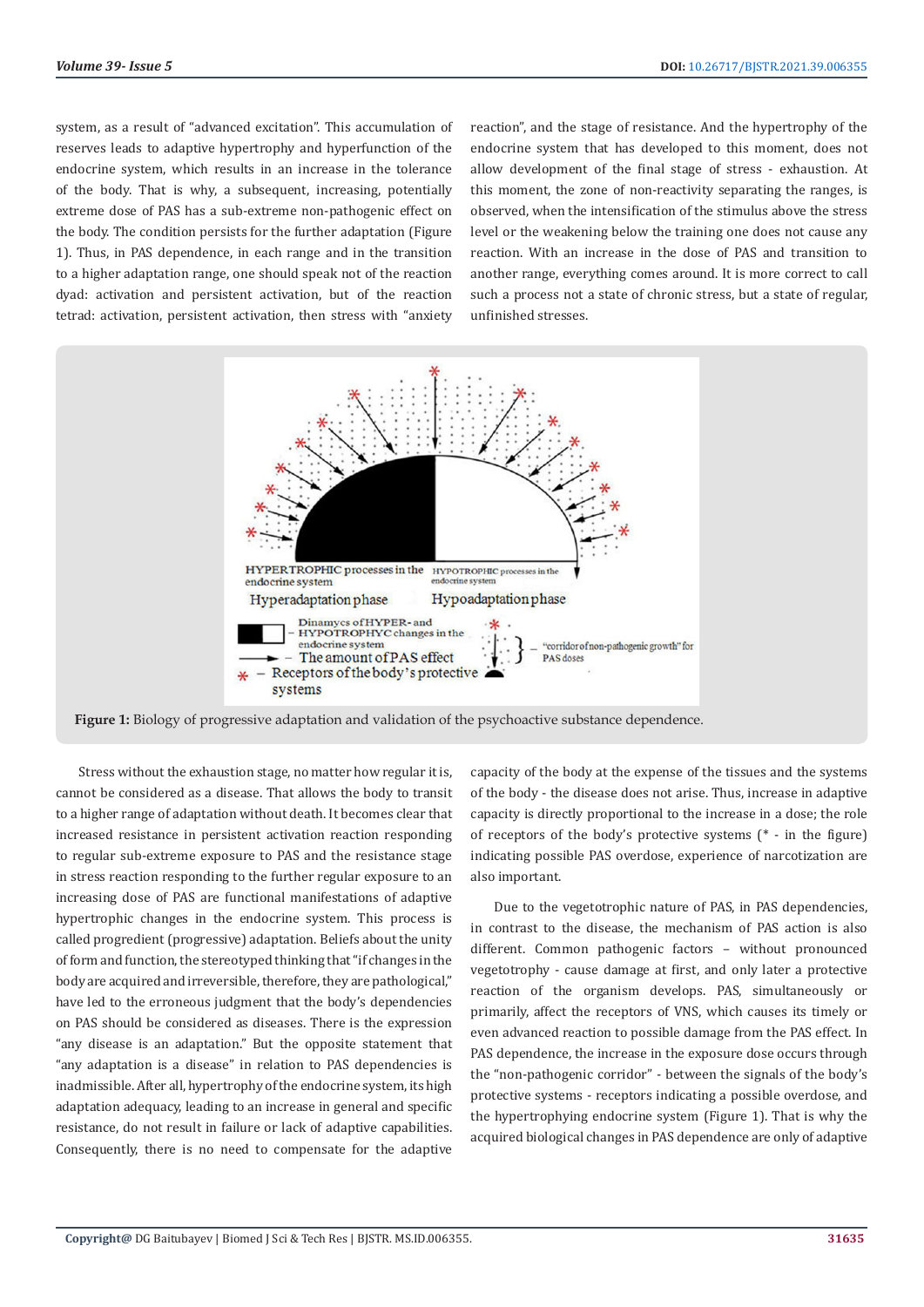system, as a result of "advanced excitation". This accumulation of reserves leads to adaptive hypertrophy and hyperfunction of the endocrine system, which results in an increase in the tolerance of the body. That is why, a subsequent, increasing, potentially extreme dose of PAS has a sub-extreme non-pathogenic effect on the body. The condition persists for the further adaptation (Figure 1). Thus, in PAS dependence, in each range and in the transition to a higher adaptation range, one should speak not of the reaction dyad: activation and persistent activation, but of the reaction tetrad: activation, persistent activation, then stress with "anxiety reaction", and the stage of resistance. And the hypertrophy of the endocrine system that has developed to this moment, does not allow development of the final stage of stress - exhaustion. At this moment, the zone of non-reactivity separating the ranges, is observed, when the intensification of the stimulus above the stress level or the weakening below the training one does not cause any reaction. With an increase in the dose of PAS and transition to another range, everything comes around. It is more correct to call such a process not a state of chronic stress, but a state of regular, unfinished stresses.

**Figure 1:** Biology of progressive adaptation and validation of the psychoactive substance dependence.

Stress without the exhaustion stage, no matter how regular it is, cannot be considered as a disease. That allows the body to transit to a higher range of adaptation without death. It becomes clear that increased resistance in persistent activation reaction responding to regular sub-extreme exposure to PAS and the resistance stage in stress reaction responding to the further regular exposure to an increasing dose of PAS are functional manifestations of adaptive hypertrophic changes in the endocrine system. This process is called progredient (progressive) adaptation. Beliefs about the unity of form and function, the stereotyped thinking that "if changes in the body are acquired and irreversible, therefore, they are pathological," have led to the erroneous judgment that the body's dependencies on PAS should be considered as diseases. There is the expression "any disease is an adaptation." But the opposite statement that "any adaptation is a disease" in relation to PAS dependencies is inadmissible. After all, hypertrophy of the endocrine system, its high adaptation adequacy, leading to an increase in general and specific resistance, do not result in failure or lack of adaptive capabilities. Consequently, there is no need to compensate for the adaptive capacity of the body at the expense of the tissues and the systems of the body - the disease does not arise. Thus, increase in adaptive capacity is directly proportional to the increase in a dose; the role of receptors of the body's protective systems (* - in the figure) indicating possible PAS overdose, experience of narcotization are also important.

Due to the vegetotrophic nature of PAS, in PAS dependencies, in contrast to the disease, the mechanism of PAS action is also different. Common pathogenic factors – without pronounced vegetotrophy - cause damage at first, and only later a protective reaction of the organism develops. PAS, simultaneously or primarily, affect the receptors of VNS, which causes its timely or even advanced reaction to possible damage from the PAS effect. In PAS dependence, the increase in the exposure dose occurs through the "non-pathogenic corridor" - between the signals of the body's protective systems - receptors indicating a possible overdose, and the hypertrophying endocrine system (Figure 1). That is why the acquired biological changes in PAS dependence are only of adaptive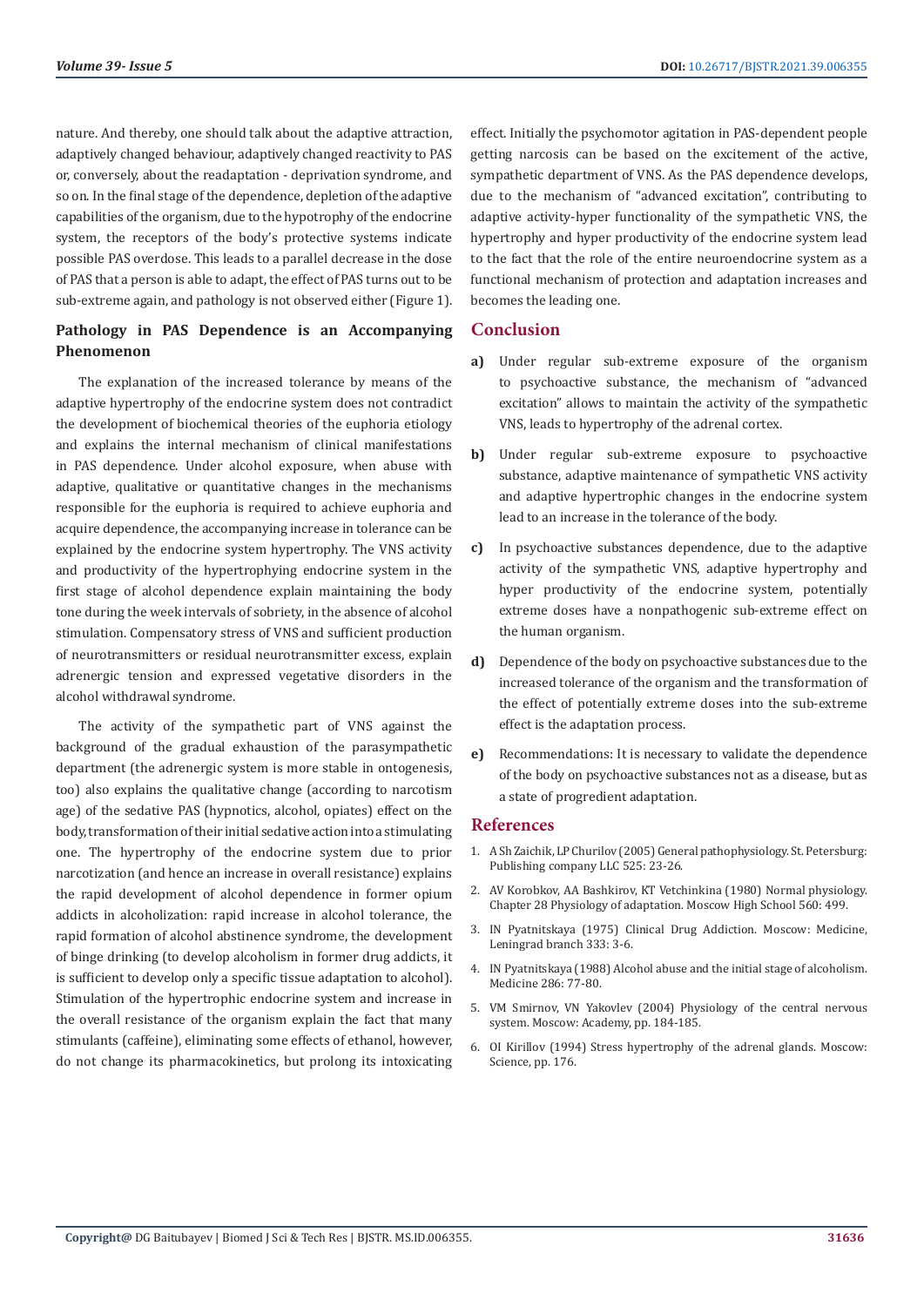nature. And thereby, one should talk about the adaptive attraction, adaptively changed behaviour, adaptively changed reactivity to PAS or, conversely, about the readaptation - deprivation syndrome, and so on. In the final stage of the dependence, depletion of the adaptive capabilities of the organism, due to the hypotrophy of the endocrine system, the receptors of the body's protective systems indicate possible PAS overdose. This leads to a parallel decrease in the dose of PAS that a person is able to adapt, the effect of PAS turns out to be sub-extreme again, and pathology is not observed either (Figure 1).

## Pathology in PAS Dependence is an Accompanying Phenomenon

The explanation of the increased tolerance by means of the adaptive hypertrophy of the endocrine system does not contradict the development of biochemical theories of the euphoria etiology and explains the internal mechanism of clinical manifestations in PAS dependence. Under alcohol exposure, when abuse with adaptive, qualitative or quantitative changes in the mechanisms responsible for the euphoria is required to achieve euphoria and acquire dependence, the accompanying increase in tolerance can be explained by the endocrine system hypertrophy. The VNS activity and productivity of the hypertrophying endocrine system in the first stage of alcohol dependence explain maintaining the body tone during the week intervals of sobriety, in the absence of alcohol stimulation. Compensatory stress of VNS and sufficient production of neurotransmitters or residual neurotransmitter excess, explain adrenergic tension and expressed vegetative disorders in the alcohol withdrawal syndrome.

The activity of the sympathetic part of VNS against the background of the gradual exhaustion of the parasympathetic department (the adrenergic system is more stable in ontogenesis, too) also explains the qualitative change (according to narcotism age) of the sedative PAS (hypnotics, alcohol, opiates) effect on the body, transformation of their initial sedative action into a stimulating one. The hypertrophy of the endocrine system due to prior narcotization (and hence an increase in overall resistance) explains the rapid development of alcohol dependence in former opium addicts in alcoholization: rapid increase in alcohol tolerance, the rapid formation of alcohol abstinence syndrome, the development of binge drinking (to develop alcoholism in former drug addicts, it is sufficient to develop only a specific tissue adaptation to alcohol). Stimulation of the hypertrophic endocrine system and increase in the overall resistance of the organism explain the fact that many stimulants (caffeine), eliminating some effects of ethanol, however, do not change its pharmacokinetics, but prolong its intoxicating effect. Initially the psychomotor agitation in PAS-dependent people getting narcosis can be based on the excitement of the active, sympathetic department of VNS. As the PAS dependence develops, due to the mechanism of "advanced excitation", contributing to adaptive activity-hyper functionality of the sympathetic VNS, the hypertrophy and hyper productivity of the endocrine system lead to the fact that the role of the entire neuroendocrine system as a functional mechanism of protection and adaptation increases and becomes the leading one.

## Conclusion

a) Under regular sub-extreme exposure of the organism to psychoactive substance, the mechanism of "advanced excitation" allows to maintain the activity of the sympathetic VNS, leads to hypertrophy of the adrenal cortex.

b) Under regular sub-extreme exposure to psychoactive substance, adaptive maintenance of sympathetic VNS activity and adaptive hypertrophic changes in the endocrine system lead to an increase in the tolerance of the body.

c) In psychoactive substances dependence, due to the adaptive activity of the sympathetic VNS, adaptive hypertrophy and hyper productivity of the endocrine system, potentially extreme doses have a nonpathogenic sub-extreme effect on the human organism.

d) Dependence of the body on psychoactive substances due to the increased tolerance of the organism and the transformation of the effect of potentially extreme doses into the sub-extreme effect is the adaptation process.

e) Recommendations: It is necessary to validate the dependence of the body on psychoactive substances not as a disease, but as a state of progredient adaptation.

## References

1. A Sh Zaichik, LP Churilov (2005) General pathophysiology. St. Petersburg: Publishing company LLC 525: 23-26.
2. AV Korobkov, AA Bashkirov, KT Vetchinkina (1980) Normal physiology. Chapter 28 Physiology of adaptation. Moscow High School 560: 499.
3. IN Pyatnitskaya (1975) Clinical Drug Addiction. Moscow: Medicine, Leningrad branch 333: 3-6.
4. IN Pyatnitskaya (1988) Alcohol abuse and the initial stage of alcoholism. Medicine 286: 77-80.
5. VM Smirnov, VN Yakovlev (2004) Physiology of the central nervous system. Moscow: Academy, pp. 184-185.
6. OI Kirillov (1994) Stress hypertrophy of the adrenal glands. Moscow: Science, pp. 176.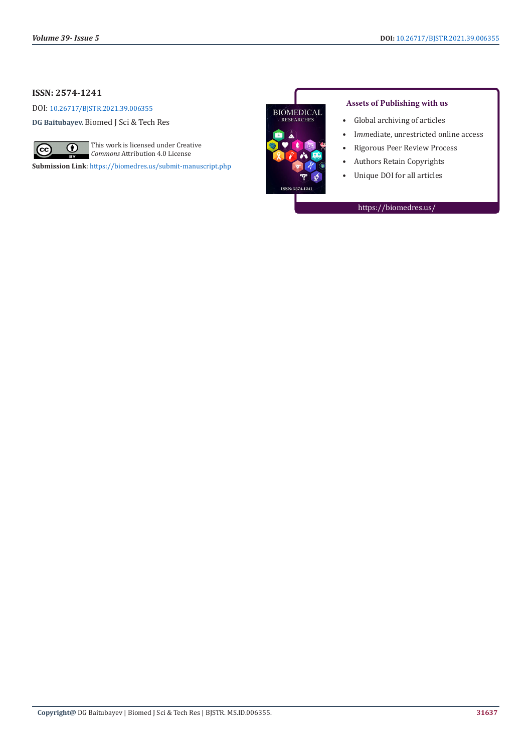**ISSN: 2574-1241**

DOI: 10.26717/BJSTR.2021.39.006355

**DG Baitubayev.** Biomed J Sci & Tech Res

This work is licensed under Creative *Commons* Attribution 4.0 License

**Submission Link**: https://biomedres.us/submit-manuscript.php

**Assets of Publishing with us**

- Global archiving of articles
- Immediate, unrestricted online access
- Rigorous Peer Review Process
- Authors Retain Copyrights
- Unique DOI for all articles

https://biomedres.us/